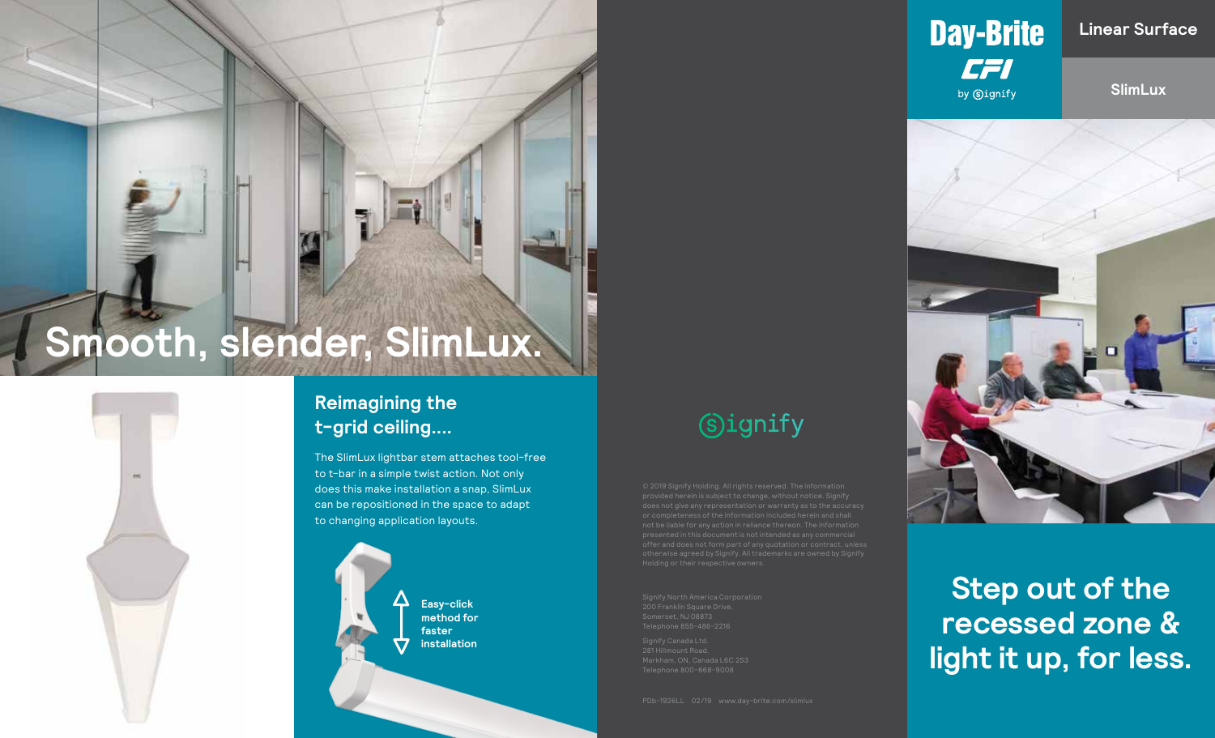# Smooth, slender, SlimLux.

## Reimagining the t-grid ceiling....

The SlimLux lightbar stem attaches tool-free to t-bar in a simple twist action. Not only does this make installation a snap, SlimLux can be repositioned in the space to adapt to changing application layouts.

**Easy-click method for faster installation**

Signify

© 2019 Signify Holding. All rights reserved. The information provided herein is subject to change, without notice. Signify does not give any representation or warranty as to the accuracy or completeness of the information included herein and shall not be liable for any action in reliance thereon. The information presented in this document is not intended as any commercial offer and does not form part of any quotation or contract, unless otherwise agreed by Signify. All trademarks are owned by Signify Holding or their respective owners.

Signify North America Corporation
200 Franklin Square Drive,
Somerset, NJ 08873
Telephone 855-486-2216

Signify Canada Ltd.
281 Hillmount Road,
Markham, ON, Canada L6C 2S3
Telephone 800-668-9008

PDb-1926LL 02/19 www.day-brite.com/slimlux

Day-Brite CFI by Signify

Linear Surface

SlimLux

## Step out of the recessed zone & light it up, for less.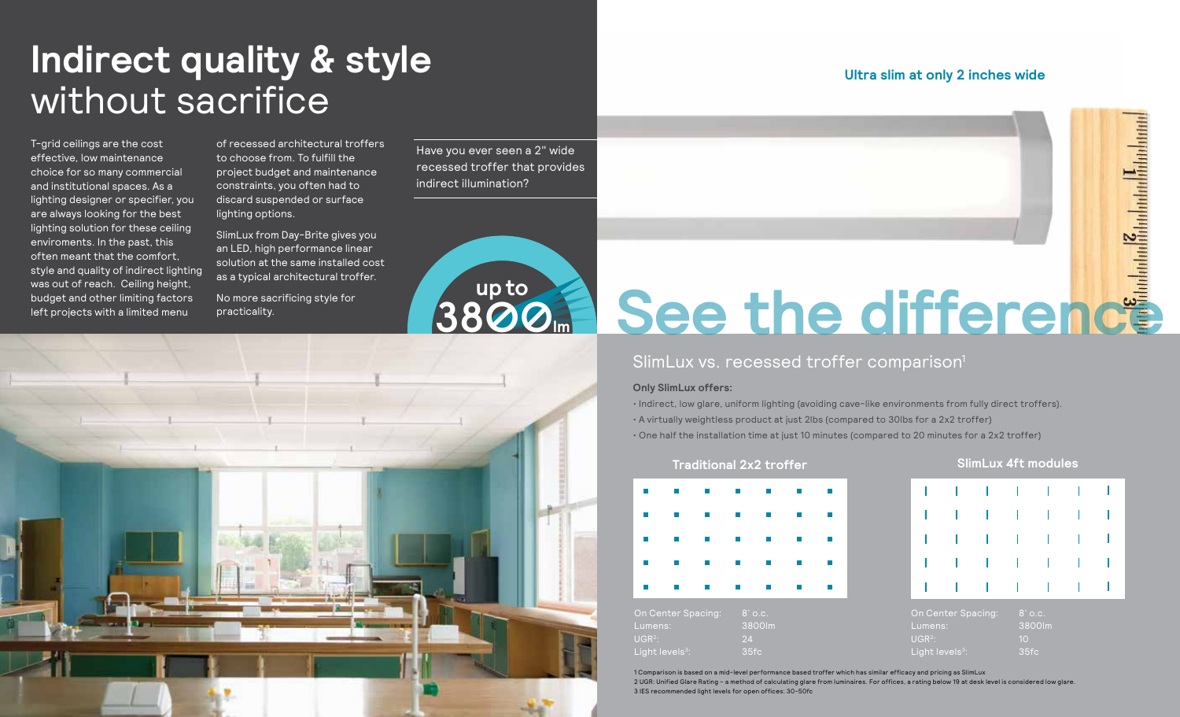# **Indirect quality & style** without sacrifice

T-grid ceilings are the cost effective, low maintenance choice for so many commercial and institutional spaces. As a lighting designer or specifier, you are always looking for the best lighting solution for these ceiling enviroments. In the past, this often meant that the comfort, style and quality of indirect lighting was out of reach. Ceiling height, budget and other limiting factors left projects with a limited menu of recessed architectural troffers to choose from. To fulfill the project budget and maintenance constraints, you often had to discard suspended or surface lighting options.

SlimLux from Day-Brite gives you an LED, high performance linear solution at the same installed cost as a typical architectural troffer.

No more sacrificing style for practicality.

Have you ever seen a 2" wide recessed troffer that provides indirect illumination?

up to 3800lm

**Ultra slim at only 2 inches wide**

# See the difference

## SlimLux vs. recessed troffer comparison[1]

**Only SlimLux offers:**

- Indirect, low glare, uniform lighting (avoiding cave-like environments from fully direct troffers).
- A virtually weightless product at just 2lbs (compared to 30lbs for a 2x2 troffer)
- One half the installation time at just 10 minutes (compared to 20 minutes for a 2x2 troffer)

| | Traditional 2x2 troffer | SlimLux 4ft modules |
|---|---|---|
| On Center Spacing: | 8' o.c. | 8' o.c. |
| Lumens: | 3800lm | 3800lm |
| UGR[2]: | 24 | 10 |
| Light levels[3]: | 35fc | 35fc |

1 Comparison is based on a mid-level performance based troffer which has similar efficacy and pricing as SlimLux
2 UGR: Unified Glare Rating – a method of calculating glare from luminaires. For offices, a rating below 19 at desk level is considered low glare.
3 IES recommended light levels for open offices: 30-50fc